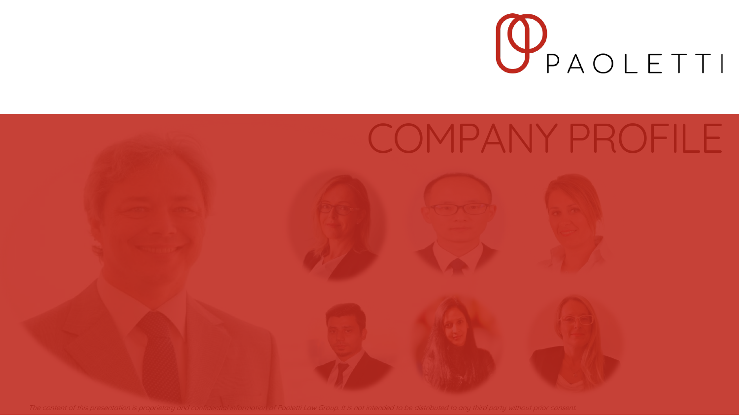PAOLETTI

# COMPANY PROFILE

*The content of this presentation is proprietary and confidential information of Paoletti Law Group. It is not intended to be distributed to any third party without prior consent.*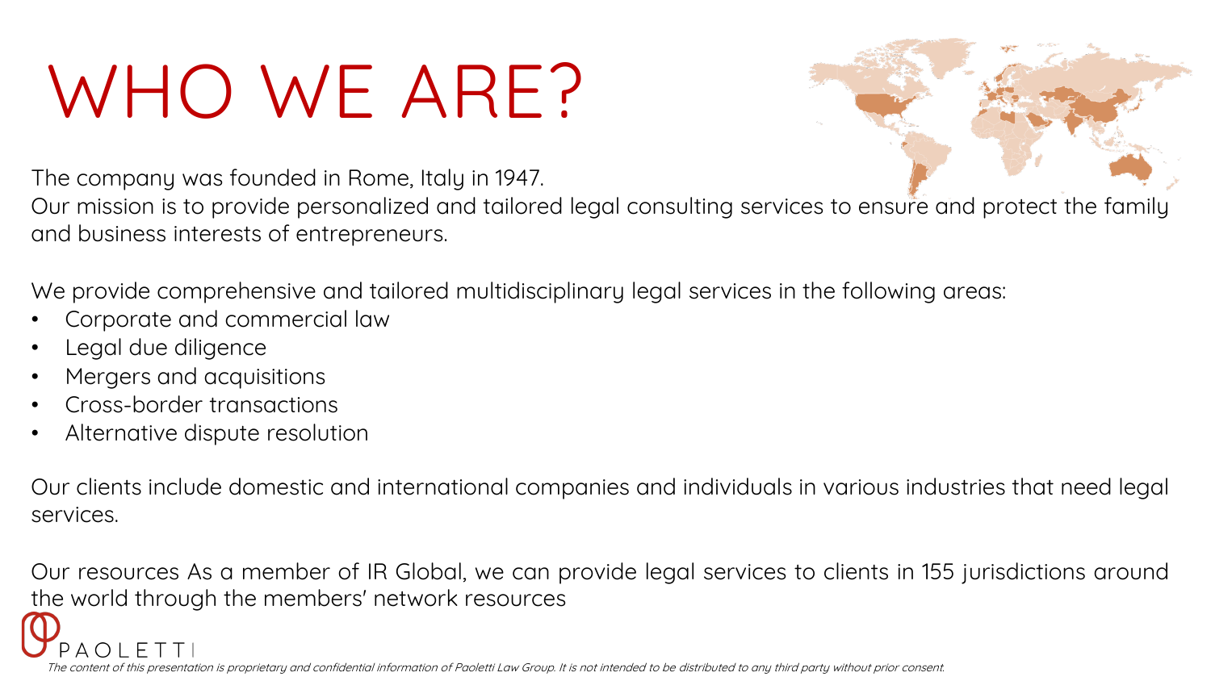# WHO WE ARE?

The company was founded in Rome, Italy in 1947.
Our mission is to provide personalized and tailored legal consulting services to ensure and protect the family and business interests of entrepreneurs.

We provide comprehensive and tailored multidisciplinary legal services in the following areas:

- Corporate and commercial law
- Legal due diligence
- Mergers and acquisitions
- Cross-border transactions
- Alternative dispute resolution

Our clients include domestic and international companies and individuals in various industries that need legal services.

Our resources As a member of IR Global, we can provide legal services to clients in 155 jurisdictions around the world through the members' network resources

PAOLETTI

*The content of this presentation is proprietary and confidential information of Paoletti Law Group. It is not intended to be distributed to any third party without prior consent.*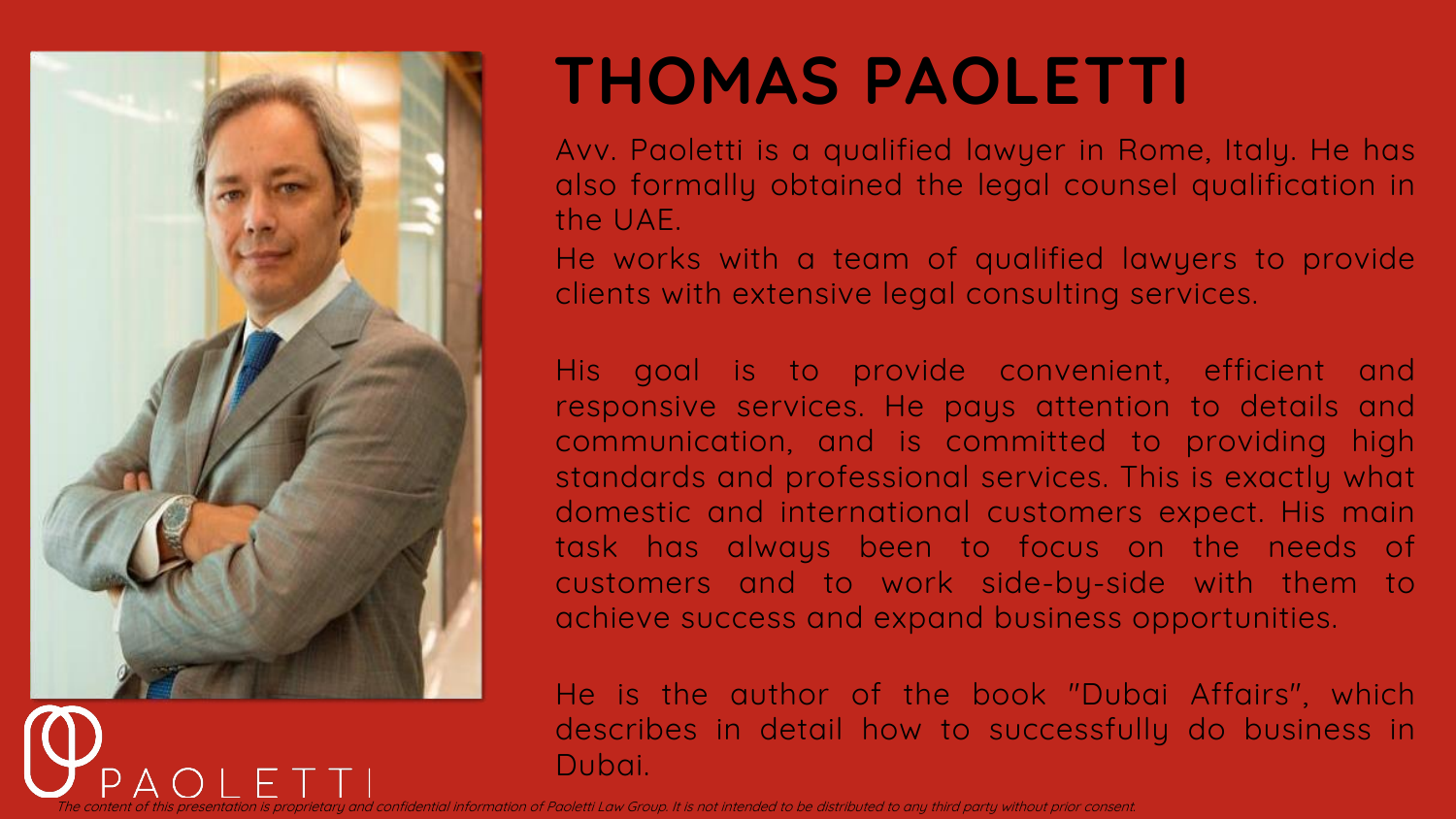# THOMAS PAOLETTI

Avv. Paoletti is a qualified lawyer in Rome, Italy. He has also formally obtained the legal counsel qualification in the UAE.

He works with a team of qualified lawyers to provide clients with extensive legal consulting services.

His goal is to provide convenient, efficient and responsive services. He pays attention to details and communication, and is committed to providing high standards and professional services. This is exactly what domestic and international customers expect. His main task has always been to focus on the needs of customers and to work side-by-side with them to achieve success and expand business opportunities.

He is the author of the book "Dubai Affairs", which describes in detail how to successfully do business in Dubai.

PAOLETTI

*The content of this presentation is proprietary and confidential information of Paoletti Law Group. It is not intended to be distributed to any third party without prior consent.*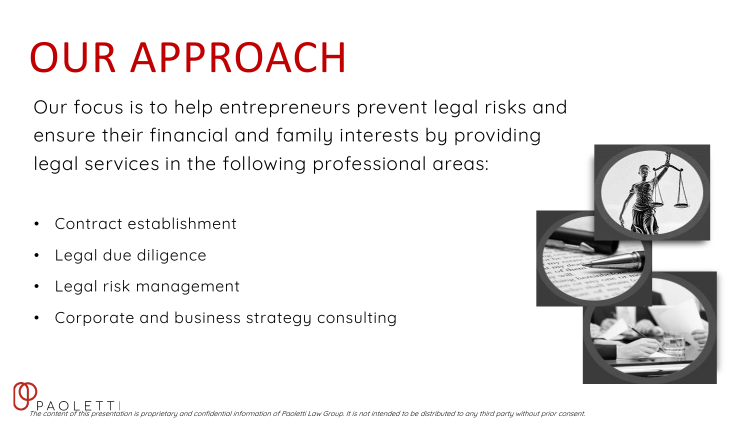# OUR APPROACH

Our focus is to help entrepreneurs prevent legal risks and ensure their financial and family interests by providing legal services in the following professional areas:

- Contract establishment
- Legal due diligence
- Legal risk management
- Corporate and business strategy consulting

*The content of this presentation is proprietary and confidential information of Paoletti Law Group. It is not intended to be distributed to any third party without prior consent.*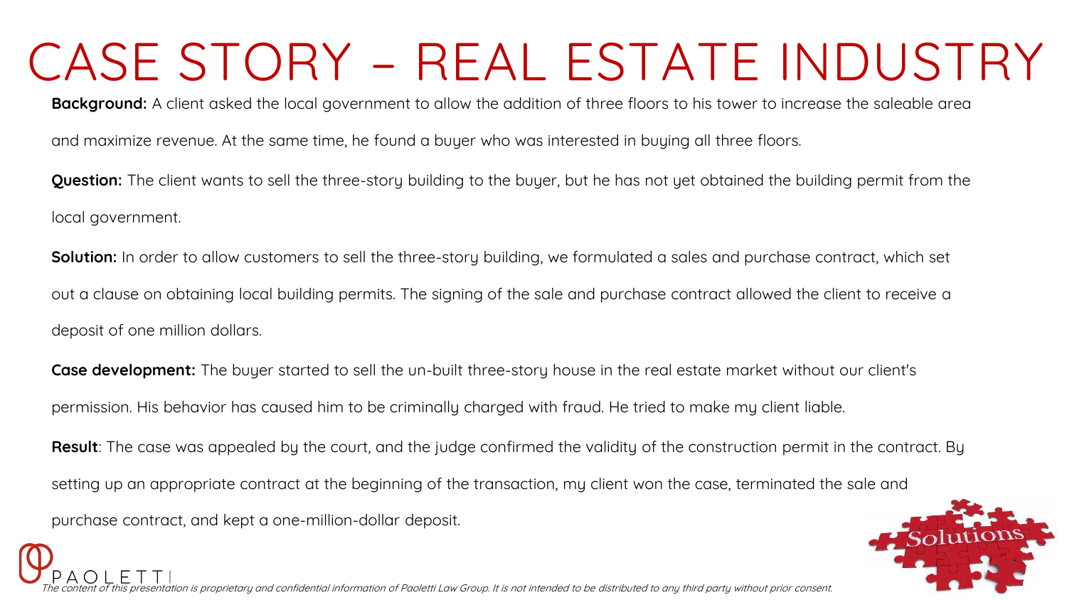# CASE STORY – REAL ESTATE INDUSTRY

**Background:** A client asked the local government to allow the addition of three floors to his tower to increase the saleable area and maximize revenue. At the same time, he found a buyer who was interested in buying all three floors.

**Question:** The client wants to sell the three-story building to the buyer, but he has not yet obtained the building permit from the local government.

**Solution:** In order to allow customers to sell the three-story building, we formulated a sales and purchase contract, which set out a clause on obtaining local building permits. The signing of the sale and purchase contract allowed the client to receive a deposit of one million dollars.

**Case development:** The buyer started to sell the un-built three-story house in the real estate market without our client's permission. His behavior has caused him to be criminally charged with fraud. He tried to make my client liable.

**Result**: The case was appealed by the court, and the judge confirmed the validity of the construction permit in the contract. By setting up an appropriate contract at the beginning of the transaction, my client won the case, terminated the sale and purchase contract, and kept a one-million-dollar deposit.

*The content of this presentation is proprietary and confidential information of Paoletti Law Group. It is not intended to be distributed to any third party without prior consent.*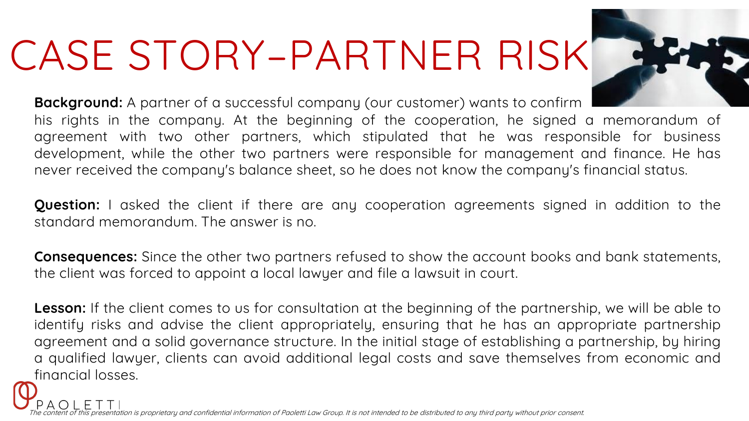# CASE STORY–PARTNER RISK

**Background:** A partner of a successful company (our customer) wants to confirm his rights in the company. At the beginning of the cooperation, he signed a memorandum of agreement with two other partners, which stipulated that he was responsible for business development, while the other two partners were responsible for management and finance. He has never received the company's balance sheet, so he does not know the company's financial status.

**Question:** I asked the client if there are any cooperation agreements signed in addition to the standard memorandum. The answer is no.

**Consequences:** Since the other two partners refused to show the account books and bank statements, the client was forced to appoint a local lawyer and file a lawsuit in court.

**Lesson:** If the client comes to us for consultation at the beginning of the partnership, we will be able to identify risks and advise the client appropriately, ensuring that he has an appropriate partnership agreement and a solid governance structure. In the initial stage of establishing a partnership, by hiring a qualified lawyer, clients can avoid additional legal costs and save themselves from economic and financial losses.

PAOLETTI

*The content of this presentation is proprietary and confidential information of Paoletti Law Group. It is not intended to be distributed to any third party without prior consent.*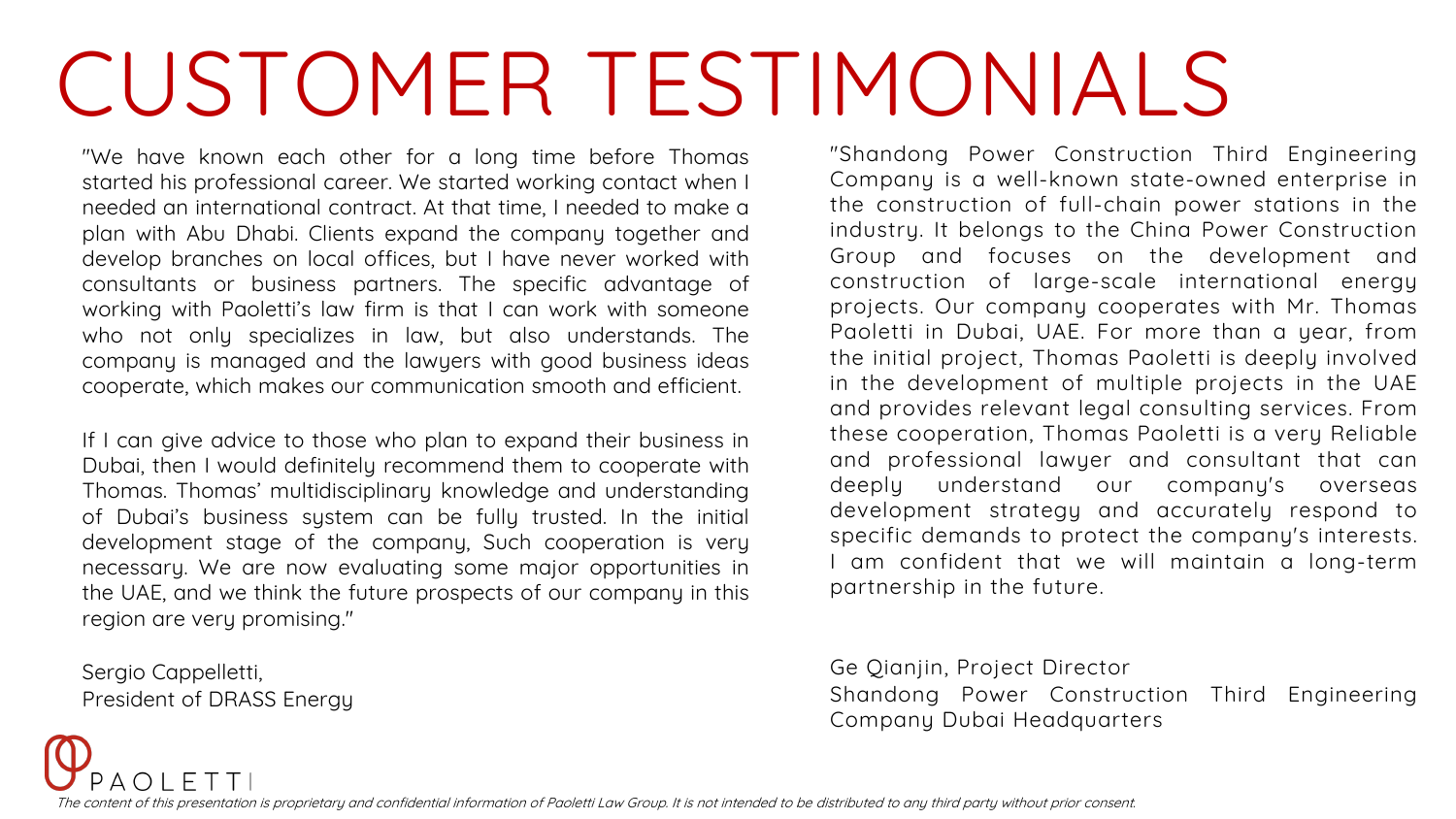# CUSTOMER TESTIMONIALS

"We have known each other for a long time before Thomas started his professional career. We started working contact when I needed an international contract. At that time, I needed to make a plan with Abu Dhabi. Clients expand the company together and develop branches on local offices, but I have never worked with consultants or business partners. The specific advantage of working with Paoletti's law firm is that I can work with someone who not only specializes in law, but also understands. The company is managed and the lawyers with good business ideas cooperate, which makes our communication smooth and efficient.

If I can give advice to those who plan to expand their business in Dubai, then I would definitely recommend them to cooperate with Thomas. Thomas' multidisciplinary knowledge and understanding of Dubai's business system can be fully trusted. In the initial development stage of the company, Such cooperation is very necessary. We are now evaluating some major opportunities in the UAE, and we think the future prospects of our company in this region are very promising."

Sergio Cappelletti,
President of DRASS Energy

"Shandong Power Construction Third Engineering Company is a well-known state-owned enterprise in the construction of full-chain power stations in the industry. It belongs to the China Power Construction Group and focuses on the development and construction of large-scale international energy projects. Our company cooperates with Mr. Thomas Paoletti in Dubai, UAE. For more than a year, from the initial project, Thomas Paoletti is deeply involved in the development of multiple projects in the UAE and provides relevant legal consulting services. From these cooperation, Thomas Paoletti is a very Reliable and professional lawyer and consultant that can deeply understand our company's overseas development strategy and accurately respond to specific demands to protect the company's interests. I am confident that we will maintain a long-term partnership in the future.

Ge Qianjin, Project Director
Shandong Power Construction Third Engineering Company Dubai Headquarters

PAOLETTI

*The content of this presentation is proprietary and confidential information of Paoletti Law Group. It is not intended to be distributed to any third party without prior consent.*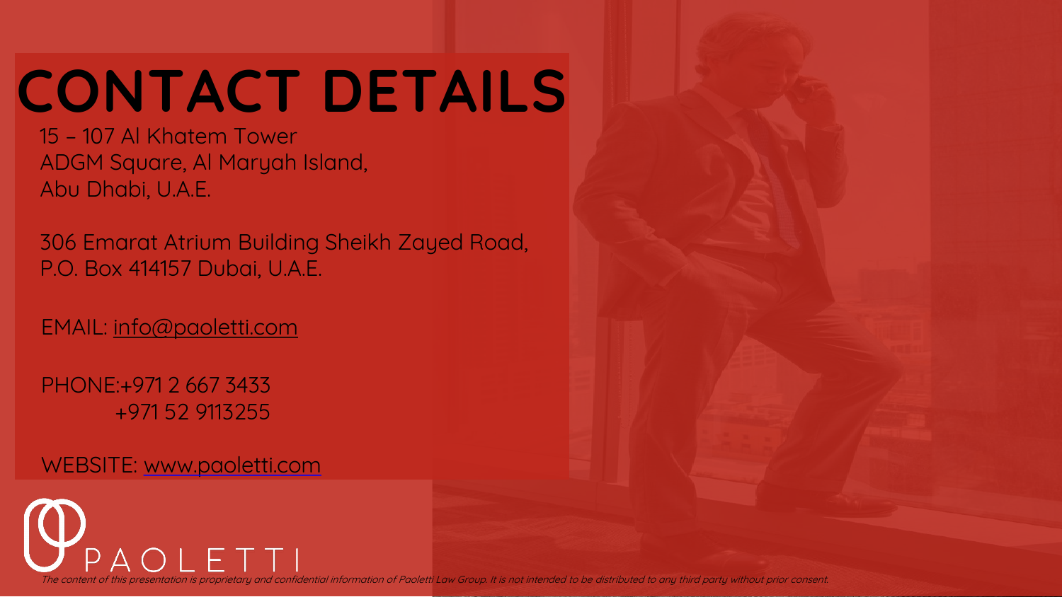# CONTACT DETAILS

15 – 107 Al Khatem Tower
ADGM Square, Al Maryah Island,
Abu Dhabi, U.A.E.

306 Emarat Atrium Building Sheikh Zayed Road,
P.O. Box 414157 Dubai, U.A.E.

EMAIL: info@paoletti.com

PHONE:+971 2 667 3433
+971 52 9113255

WEBSITE: www.paoletti.com

PAOLETTI

*The content of this presentation is proprietary and confidential information of Paoletti Law Group. It is not intended to be distributed to any third party without prior consent.*